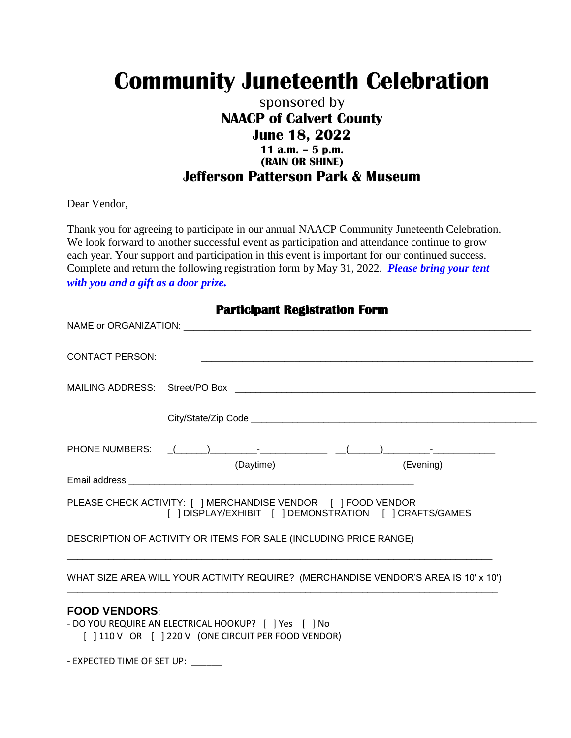# Community Juneteenth Celebration

sponsored by

**NAACP of Calvert County**

**June 18, 2022**

**11 a.m. – 5 p.m.**

**(RAIN OR SHINE)**

**Jefferson Patterson Park & Museum**

Dear Vendor,

Thank you for agreeing to participate in our annual NAACP Community Juneteenth Celebration. We look forward to another successful event as participation and attendance continue to grow each year. Your support and participation in this event is important for our continued success. Complete and return the following registration form by May 31, 2022. ***Please bring your tent with you and a gift as a door prize.***

## Participant Registration Form

NAME or ORGANIZATION: ___________________________________________________________________

CONTACT PERSON: ___________________________________________________________________

MAILING ADDRESS: Street/PO Box ___________________________________________________________

City/State/Zip Code ______________________________________________________

PHONE NUMBERS: _(______)_________-_____________ __(______)_________-____________

(Daytime) (Evening)

Email address _______________________________________________________

PLEASE CHECK ACTIVITY: [ ] MERCHANDISE VENDOR [ ] FOOD VENDOR
[ ] DISPLAY/EXHIBIT [ ] DEMONSTRATION [ ] CRAFTS/GAMES

DESCRIPTION OF ACTIVITY OR ITEMS FOR SALE (INCLUDING PRICE RANGE)

_______________________________________________________________________________

WHAT SIZE AREA WILL YOUR ACTIVITY REQUIRE? (MERCHANDISE VENDOR'S AREA IS 10' x 10')

_______________________________________________________________________________

**FOOD VENDORS**:

- DO YOU REQUIRE AN ELECTRICAL HOOKUP? [ ] Yes [ ] No
  [ ] 110 V OR [ ] 220 V (ONE CIRCUIT PER FOOD VENDOR)

- EXPECTED TIME OF SET UP: ______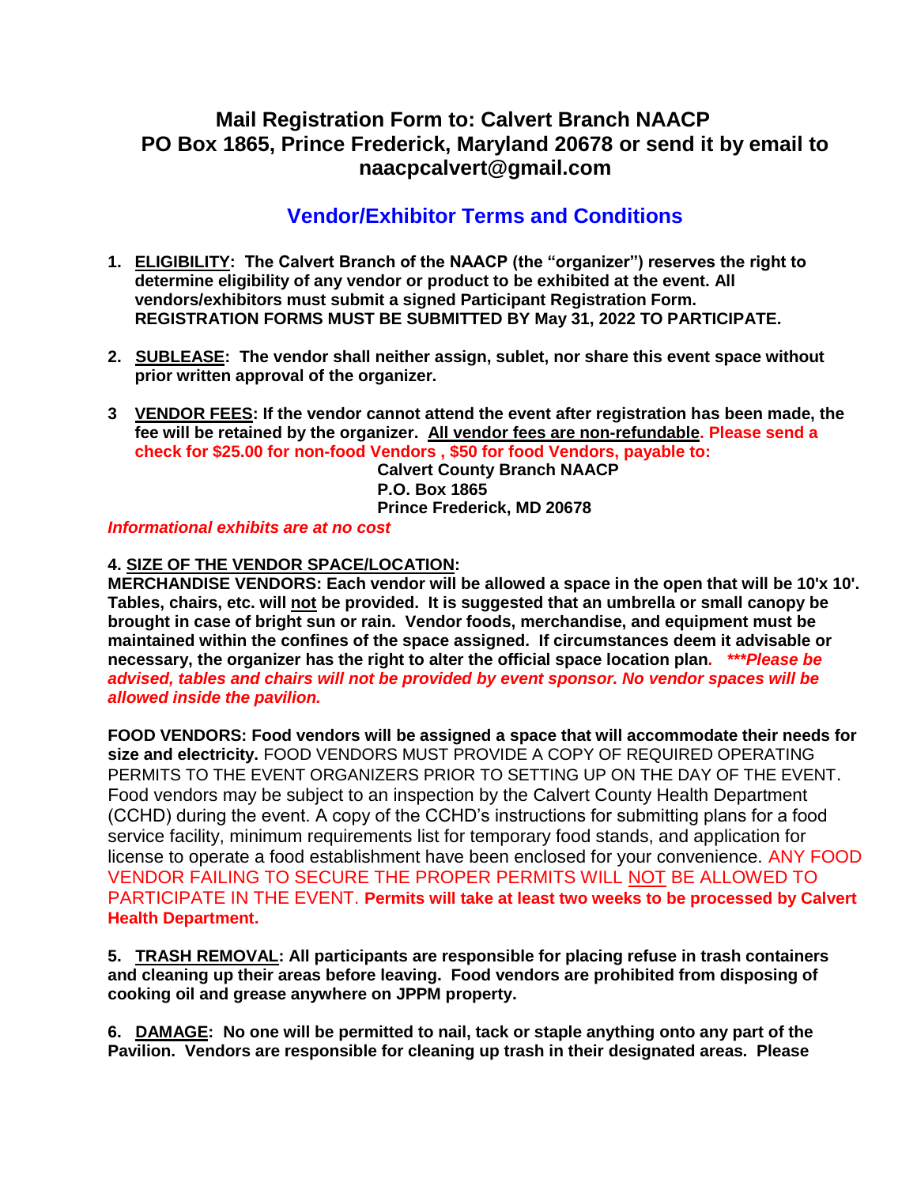**Mail Registration Form to: Calvert Branch NAACP PO Box 1865, Prince Frederick, Maryland 20678 or send it by email to naacpcalvert@gmail.com**

## Vendor/Exhibitor Terms and Conditions

1. **ELIGIBILITY: The Calvert Branch of the NAACP (the "organizer") reserves the right to determine eligibility of any vendor or product to be exhibited at the event. All vendors/exhibitors must submit a signed Participant Registration Form. REGISTRATION FORMS MUST BE SUBMITTED BY May 31, 2022 TO PARTICIPATE.**

2. **SUBLEASE: The vendor shall neither assign, sublet, nor share this event space without prior written approval of the organizer.**

3. **VENDOR FEES: If the vendor cannot attend the event after registration has been made, the fee will be retained by the organizer. All vendor fees are non-refundable. Please send a check for $25.00 for non-food Vendors , $50 for food Vendors, payable to:**

   **Calvert County Branch NAACP**
   **P.O. Box 1865**
   **Prince Frederick, MD 20678**

***Informational exhibits are at no cost***

**4. SIZE OF THE VENDOR SPACE/LOCATION:**

**MERCHANDISE VENDORS: Each vendor will be allowed a space in the open that will be 10'x 10'. Tables, chairs, etc. will not be provided. It is suggested that an umbrella or small canopy be brought in case of bright sun or rain. Vendor foods, merchandise, and equipment must be maintained within the confines of the space assigned. If circumstances deem it advisable or necessary, the organizer has the right to alter the official space location plan. *\*\*\*Please be advised, tables and chairs will not be provided by event sponsor. No vendor spaces will be allowed inside the pavilion.***

**FOOD VENDORS: Food vendors will be assigned a space that will accommodate their needs for size and electricity.** FOOD VENDORS MUST PROVIDE A COPY OF REQUIRED OPERATING PERMITS TO THE EVENT ORGANIZERS PRIOR TO SETTING UP ON THE DAY OF THE EVENT. Food vendors may be subject to an inspection by the Calvert County Health Department (CCHD) during the event. A copy of the CCHD's instructions for submitting plans for a food service facility, minimum requirements list for temporary food stands, and application for license to operate a food establishment have been enclosed for your convenience. ANY FOOD VENDOR FAILING TO SECURE THE PROPER PERMITS WILL NOT BE ALLOWED TO PARTICIPATE IN THE EVENT. **Permits will take at least two weeks to be processed by Calvert Health Department.**

**5. TRASH REMOVAL: All participants are responsible for placing refuse in trash containers and cleaning up their areas before leaving. Food vendors are prohibited from disposing of cooking oil and grease anywhere on JPPM property.**

**6. DAMAGE: No one will be permitted to nail, tack or staple anything onto any part of the Pavilion. Vendors are responsible for cleaning up trash in their designated areas. Please**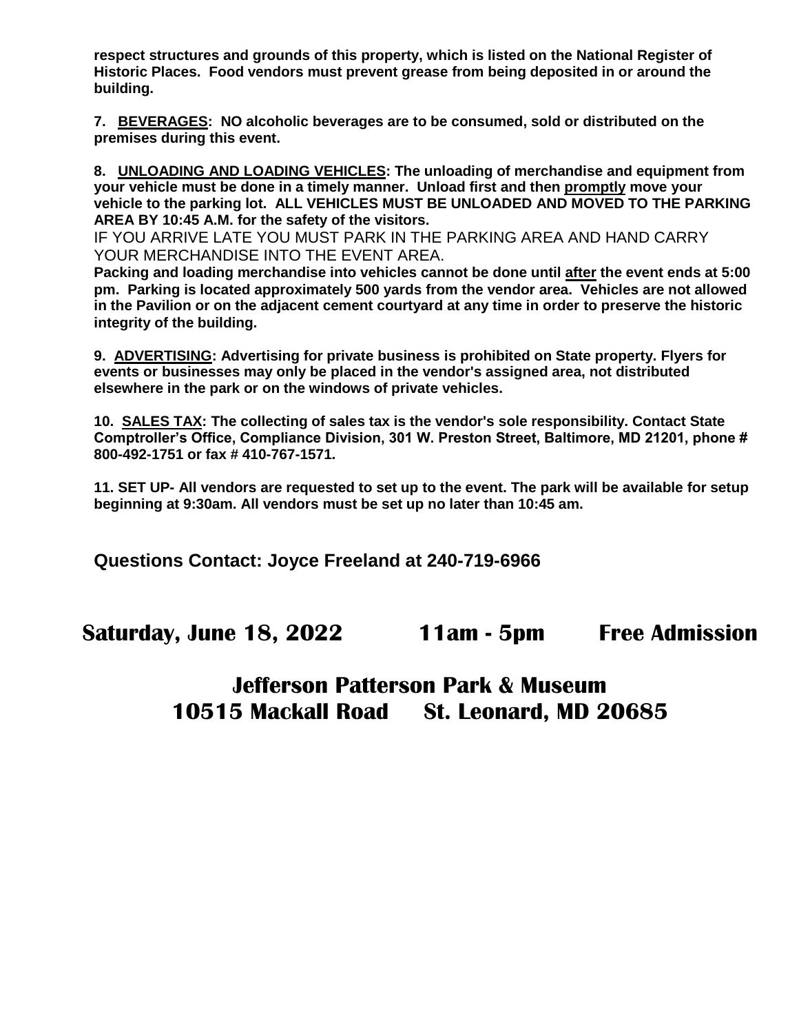**respect structures and grounds of this property, which is listed on the National Register of Historic Places. Food vendors must prevent grease from being deposited in or around the building.**

**7. <u>BEVERAGES</u>: NO alcoholic beverages are to be consumed, sold or distributed on the premises during this event.**

**8. <u>UNLOADING AND LOADING VEHICLES</u>: The unloading of merchandise and equipment from your vehicle must be done in a timely manner. Unload first and then <u>promptly</u> move your vehicle to the parking lot. ALL VEHICLES MUST BE UNLOADED AND MOVED TO THE PARKING AREA BY 10:45 A.M. for the safety of the visitors.**
IF YOU ARRIVE LATE YOU MUST PARK IN THE PARKING AREA AND HAND CARRY YOUR MERCHANDISE INTO THE EVENT AREA.
**Packing and loading merchandise into vehicles cannot be done until <u>after</u> the event ends at 5:00 pm. Parking is located approximately 500 yards from the vendor area. Vehicles are not allowed in the Pavilion or on the adjacent cement courtyard at any time in order to preserve the historic integrity of the building.**

**9. <u>ADVERTISING</u>: Advertising for private business is prohibited on State property. Flyers for events or businesses may only be placed in the vendor's assigned area, not distributed elsewhere in the park or on the windows of private vehicles.**

**10. <u>SALES TAX</u>: The collecting of sales tax is the vendor's sole responsibility. Contact State Comptroller's Office, Compliance Division, 301 W. Preston Street, Baltimore, MD 21201, phone # 800-492-1751 or fax # 410-767-1571.**

**11. SET UP- All vendors are requested to set up to the event. The park will be available for setup beginning at 9:30am. All vendors must be set up no later than 10:45 am.**

**Questions Contact: Joyce Freeland at 240-719-6966**

## Saturday, June 18, 2022 11am - 5pm Free Admission

## Jefferson Patterson Park & Museum
## 10515 Mackall Road St. Leonard, MD 20685